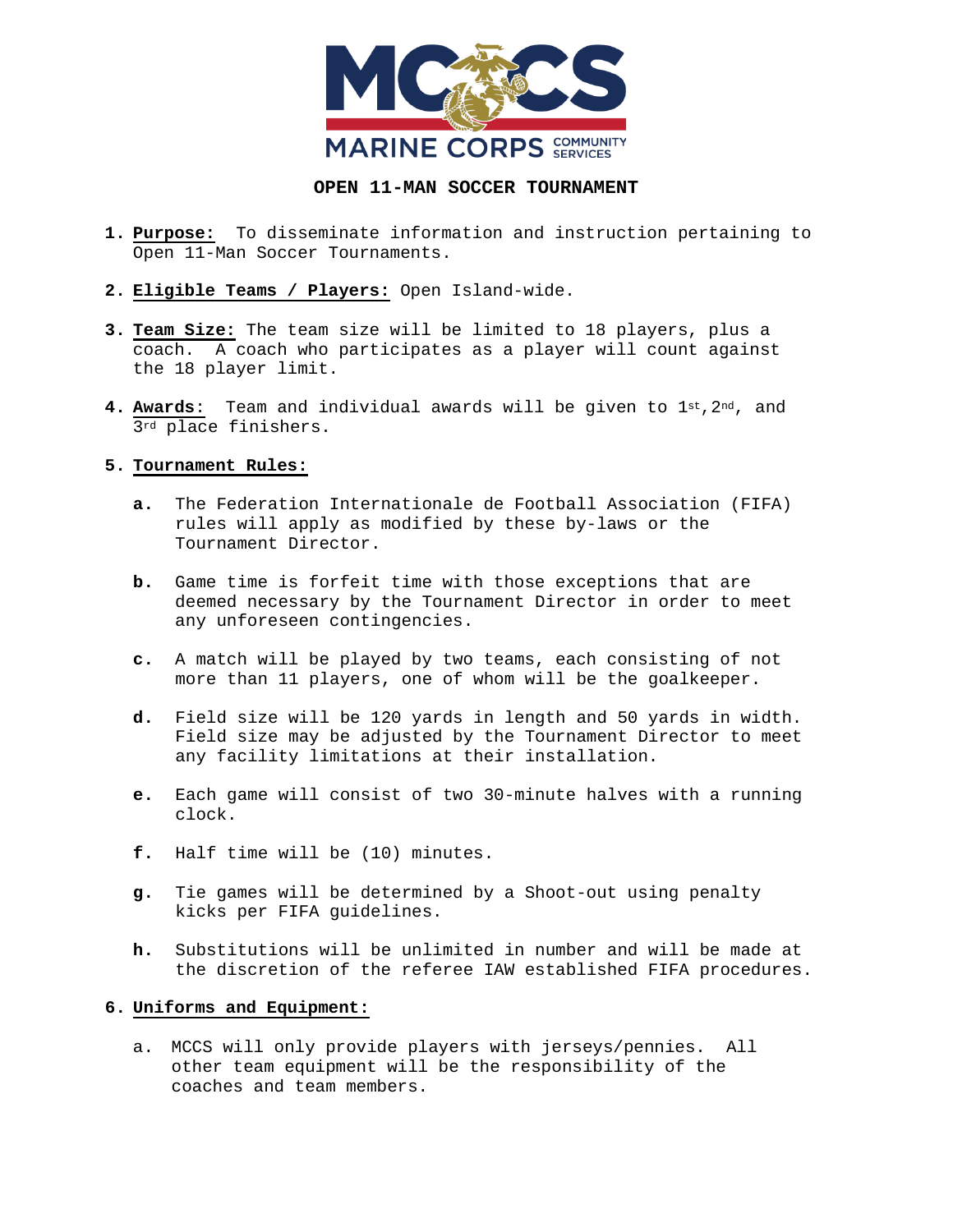# OPEN 11-MAN SOCCER TOURNAMENT

1. **Purpose:** To disseminate information and instruction pertaining to Open 11-Man Soccer Tournaments.

2. **Eligible Teams / Players:** Open Island-wide.

3. **Team Size:** The team size will be limited to 18 players, plus a coach. A coach who participates as a player will count against the 18 player limit.

4. **Awards**: Team and individual awards will be given to 1st, 2nd, and 3rd place finishers.

5. **Tournament Rules:**

   **a.** The Federation Internationale de Football Association (FIFA) rules will apply as modified by these by-laws or the Tournament Director.

   **b.** Game time is forfeit time with those exceptions that are deemed necessary by the Tournament Director in order to meet any unforeseen contingencies.

   **c.** A match will be played by two teams, each consisting of not more than 11 players, one of whom will be the goalkeeper.

   **d.** Field size will be 120 yards in length and 50 yards in width. Field size may be adjusted by the Tournament Director to meet any facility limitations at their installation.

   **e.** Each game will consist of two 30-minute halves with a running clock.

   **f.** Half time will be (10) minutes.

   **g.** Tie games will be determined by a Shoot-out using penalty kicks per FIFA guidelines.

   **h.** Substitutions will be unlimited in number and will be made at the discretion of the referee IAW established FIFA procedures.

6. **Uniforms and Equipment:**

   a. MCCS will only provide players with jerseys/pennies. All other team equipment will be the responsibility of the coaches and team members.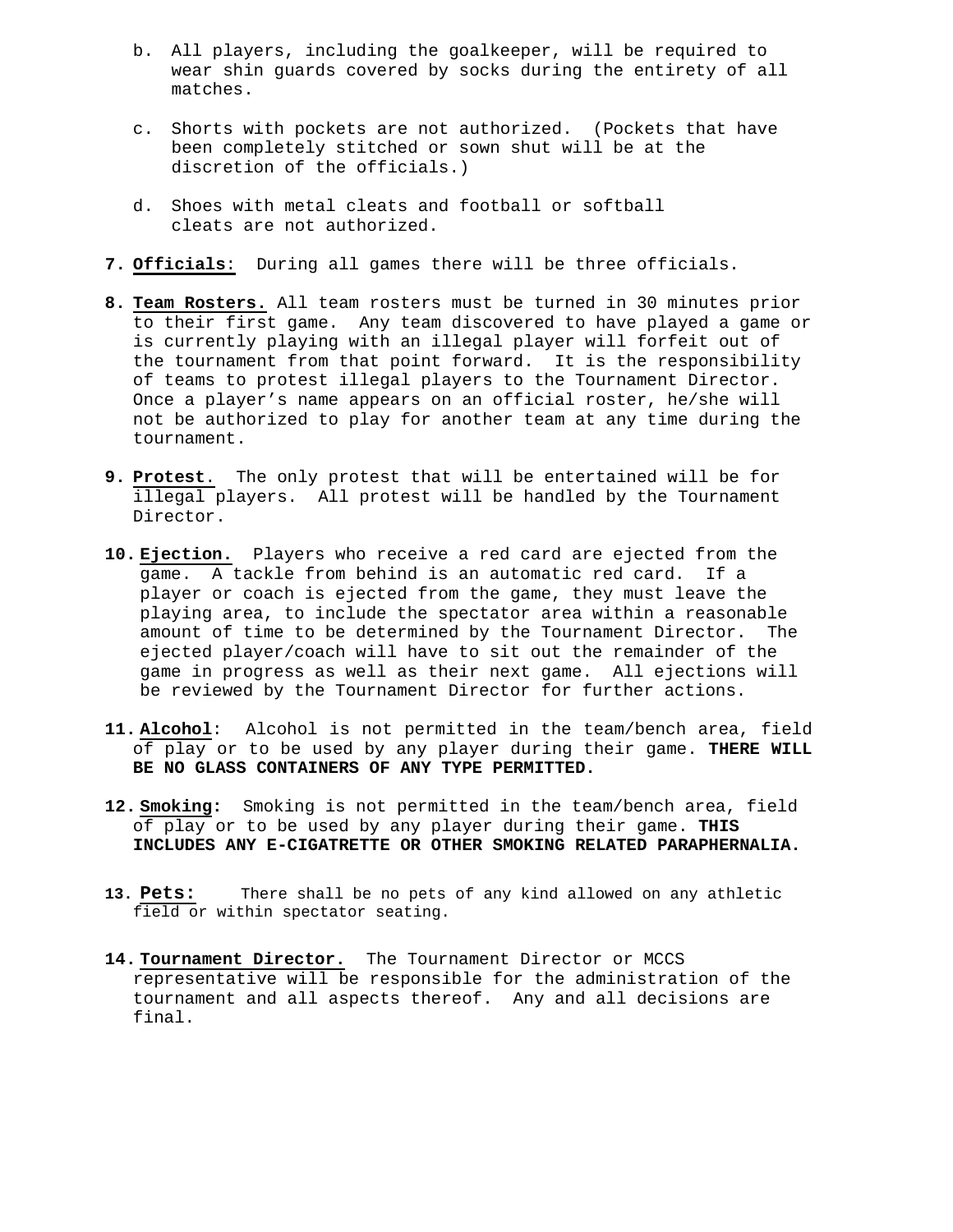b. All players, including the goalkeeper, will be required to wear shin guards covered by socks during the entirety of all matches.

c. Shorts with pockets are not authorized. (Pockets that have been completely stitched or sown shut will be at the discretion of the officials.)

d. Shoes with metal cleats and football or softball cleats are not authorized.

7. **Officials**: During all games there will be three officials.

8. **Team Rosters.** All team rosters must be turned in 30 minutes prior to their first game. Any team discovered to have played a game or is currently playing with an illegal player will forfeit out of the tournament from that point forward. It is the responsibility of teams to protest illegal players to the Tournament Director. Once a player's name appears on an official roster, he/she will not be authorized to play for another team at any time during the tournament.

9. **Protest.** The only protest that will be entertained will be for illegal players. All protest will be handled by the Tournament Director.

10. **Ejection.** Players who receive a red card are ejected from the game. A tackle from behind is an automatic red card. If a player or coach is ejected from the game, they must leave the playing area, to include the spectator area within a reasonable amount of time to be determined by the Tournament Director. The ejected player/coach will have to sit out the remainder of the game in progress as well as their next game. All ejections will be reviewed by the Tournament Director for further actions.

11. **Alcohol**: Alcohol is not permitted in the team/bench area, field of play or to be used by any player during their game. **THERE WILL BE NO GLASS CONTAINERS OF ANY TYPE PERMITTED.**

12. **Smoking:** Smoking is not permitted in the team/bench area, field of play or to be used by any player during their game. **THIS INCLUDES ANY E-CIGATRETTE OR OTHER SMOKING RELATED PARAPHERNALIA.**

13. **Pets:** There shall be no pets of any kind allowed on any athletic field or within spectator seating.

14. **Tournament Director.** The Tournament Director or MCCS representative will be responsible for the administration of the tournament and all aspects thereof. Any and all decisions are final.